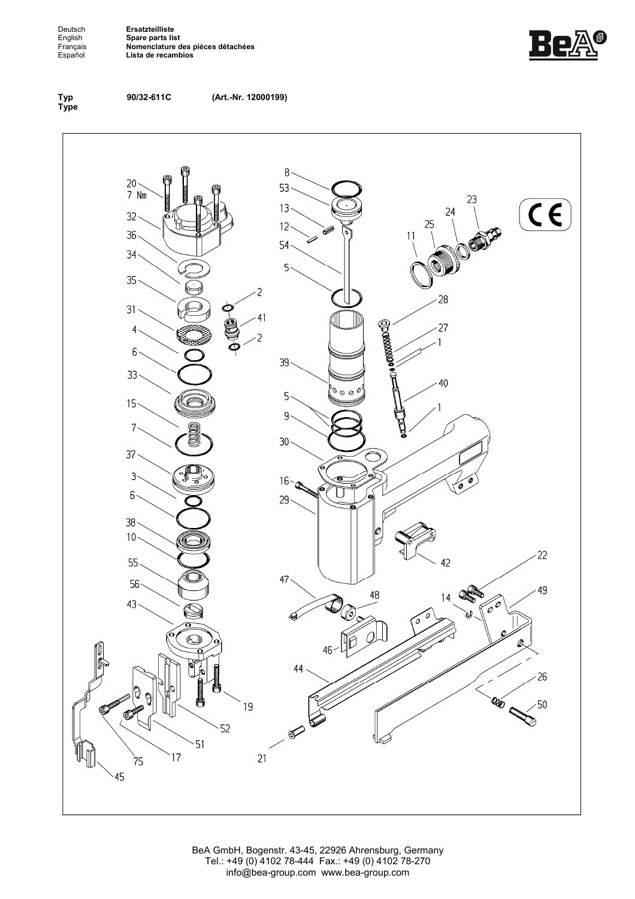Deutsch **Ersatzteilliste**
English **Spare parts list**
Français **Nomenclature des piéces détachées**
Español **Lista de recambios**

**Typ** **90/32-611C** **(Art.-Nr. 12000199)**
**Type**

BeA GmbH, Bogenstr. 43-45, 22926 Ahrensburg, Germany
Tel.: +49 (0) 4102 78-444 Fax.: +49 (0) 4102 78-270
info@bea-group.com www.bea-group.com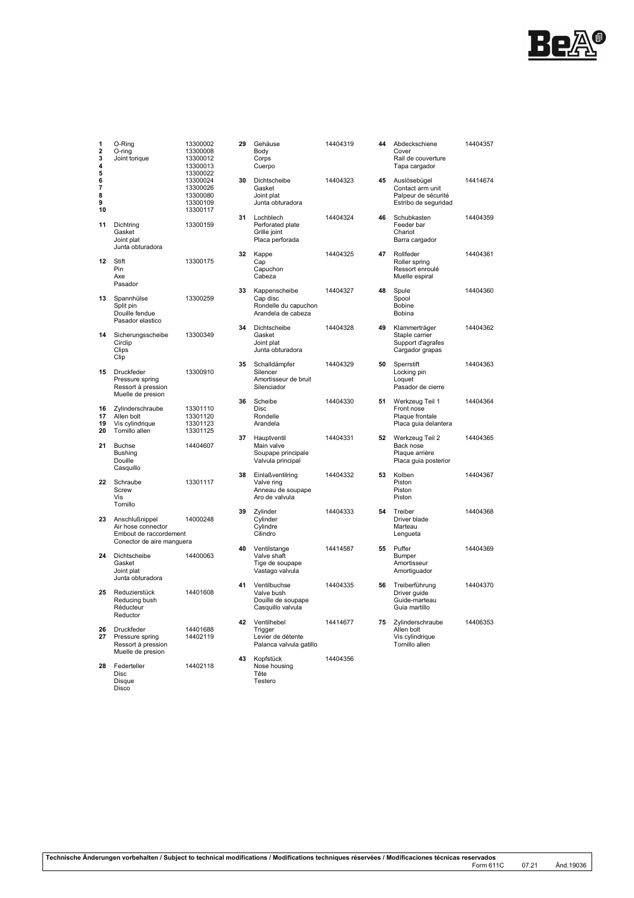| | | |
|---|---|---|
| 1<br>2<br>3<br>4<br>5<br>6<br>7<br>8<br>9<br>10 | O-Ring<br>O-ring<br>Joint torique | 13300002<br>13300008<br>13300012<br>13300013<br>13300022<br>13300024<br>13300026<br>13300080<br>13300109<br>13300117 |
| 11 | Dichtring<br>Gasket<br>Joint plat<br>Junta obturadora | 13300159 |
| 12 | Stift<br>Pin<br>Axe<br>Pasador | 13300175 |
| 13 | Spannhülse<br>Split pin<br>Douille fendue<br>Pasador elastico | 13300259 |
| 14 | Sicherungsscheibe<br>Circlip<br>Clips<br>Clip | 13300349 |
| 15 | Druckfeder<br>Pressure spring<br>Ressort à pression<br>Muelle de presion | 13300910 |
| 16<br>17<br>19<br>20 | Zylinderschraube<br>Allen bolt<br>Vis cylindrique<br>Tornillo allen | 13301110<br>13301120<br>13301123<br>13301125 |
| 21 | Buchse<br>Bushing<br>Douille<br>Casquillo | 14404607 |
| 22 | Schraube<br>Screw<br>Vis<br>Tornillo | 13301117 |
| 23 | Anschlußnippel<br>Air hose connector<br>Embout de raccordement<br>Conector de aire manguera | 14000248 |
| 24 | Dichtscheibe<br>Gasket<br>Joint plat<br>Junta obturadora | 14400063 |
| 25 | Reduzierstück<br>Reducing bush<br>Réducteur<br>Reductor | 14401608 |
| 26<br>27 | Druckfeder<br>Pressure spring<br>Ressort à pression<br>Muelle de presion | 14401688<br>14402119 |
| 28 | Federteller<br>Disc<br>Disque<br>Disco | 14402118 |
| 29 | Gehäuse<br>Body<br>Corps<br>Cuerpo | 14404319 |
| 30 | Dichtscheibe<br>Gasket<br>Joint plat<br>Junta obturadora | 14404323 |
| 31 | Lochblech<br>Perforated plate<br>Grille joint<br>Placa perforada | 14404324 |
| 32 | Kappe<br>Cap<br>Capuchon<br>Cabeza | 14404325 |
| 33 | Kappenscheibe<br>Cap disc<br>Rondelle du capuchon<br>Arandela de cabeza | 14404327 |
| 34 | Dichtscheibe<br>Gasket<br>Joint plat<br>Junta obturadora | 14404328 |
| 35 | Schalldämpfer<br>Silencer<br>Amortisseur de bruit<br>Silenciador | 14404329 |
| 36 | Scheibe<br>Disc<br>Rondelle<br>Arandela | 14404330 |
| 37 | Hauptventil<br>Main valve<br>Soupape principale<br>Valvula principal | 14404331 |
| 38 | Einlaßventilring<br>Valve ring<br>Anneau de soupape<br>Aro de valvula | 14404332 |
| 39 | Zylinder<br>Cylinder<br>Cylindre<br>Cilindro | 14404333 |
| 40 | Ventilstange<br>Valve shaft<br>Tige de soupape<br>Vastago valvula | 14414587 |
| 41 | Ventilbuchse<br>Valve bush<br>Douille de soupape<br>Casquillo valvula | 14404335 |
| 42 | Ventilhebel<br>Trigger<br>Levier de détente<br>Palanca valvula gatillo | 14414677 |
| 43 | Kopfstück<br>Nose housing<br>Tête<br>Testero | 14404356 |
| 44 | Abdeckschiene<br>Cover<br>Rail de couverture<br>Tapa cargador | 14404357 |
| 45 | Auslösebügel<br>Contact arm unit<br>Palpeur de sécurité<br>Estribo de seguridad | 14414674 |
| 46 | Schubkasten<br>Feeder bar<br>Chariot<br>Barra cargador | 14404359 |
| 47 | Rollfeder<br>Roller spring<br>Ressort enroulé<br>Muelle espiral | 14404361 |
| 48 | Spule<br>Spool<br>Bobine<br>Bobina | 14404360 |
| 49 | Klammerträger<br>Staple carrier<br>Support d'agrafes<br>Cargador grapas | 14404362 |
| 50 | Sperrstift<br>Locking pin<br>Loquet<br>Pasador de cierre | 14404363 |
| 51 | Werkzeug Teil 1<br>Front nose<br>Plaque frontale<br>Placa guia delantera | 14404364 |
| 52 | Werkzeug Teil 2<br>Back nose<br>Plaque arrière<br>Placa guia posterior | 14404365 |
| 53 | Kolben<br>Piston<br>Piston<br>Piston | 14404367 |
| 54 | Treiber<br>Driver blade<br>Marteau<br>Lengueta | 14404368 |
| 55 | Puffer<br>Bumper<br>Amortisseur<br>Amortiguador | 14404369 |
| 56 | Treiberführung<br>Driver guide<br>Guide-marteau<br>Guia martillo | 14404370 |
| 75 | Zylinderschraube<br>Allen bolt<br>Vis cylindrique<br>Tornillo allen | 14406353 |

Technische Änderungen vorbehalten / Subject to technical modifications / Modifications techniques réservées / Modificaciones técnicas reservados

Form 611C 07.21 Änd.19036